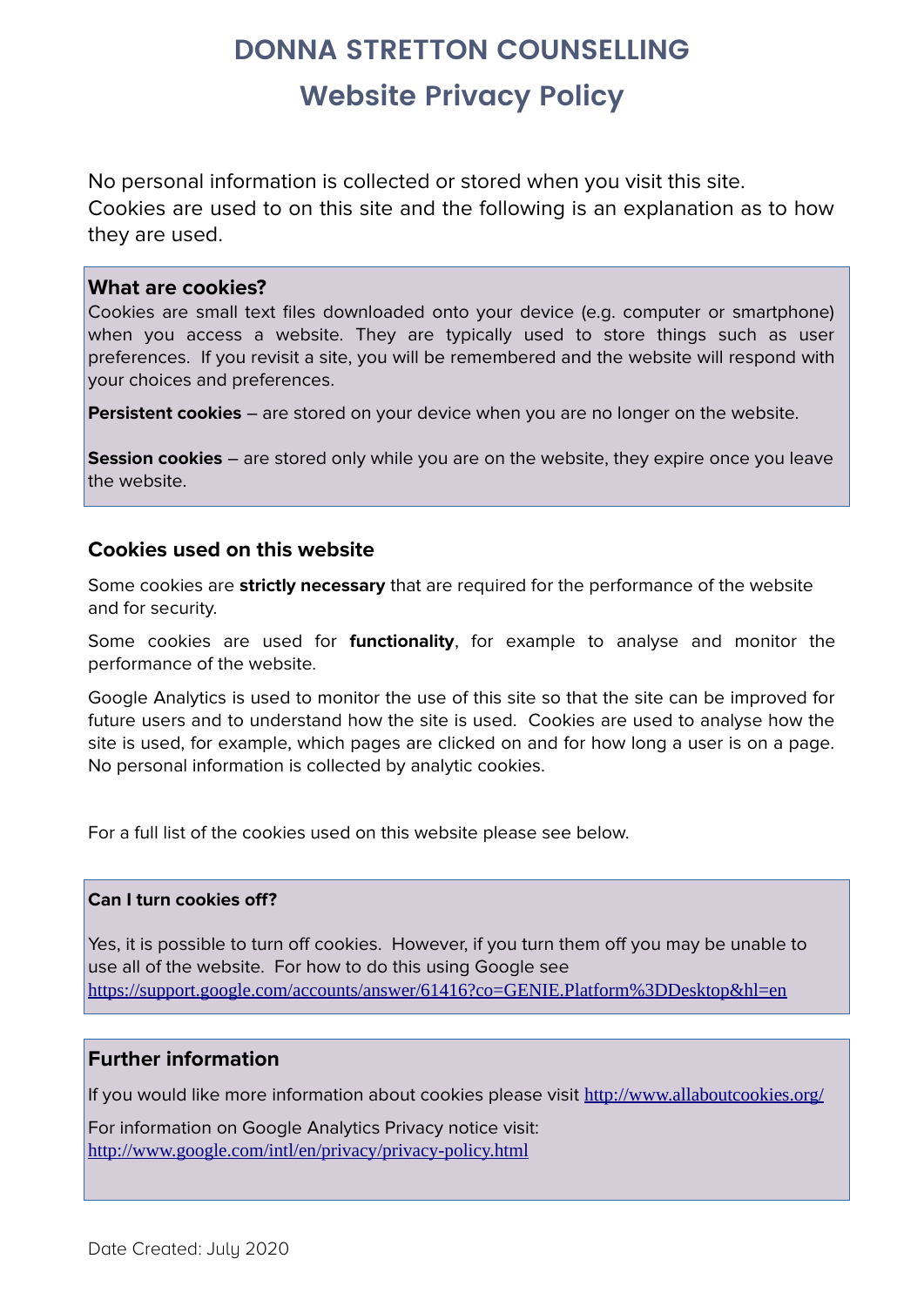# DONNA STRETTON COUNSELLING

## Website Privacy Policy

No personal information is collected or stored when you visit this site.
Cookies are used to on this site and the following is an explanation as to how they are used.

### What are cookies?

Cookies are small text files downloaded onto your device (e.g. computer or smartphone) when you access a website. They are typically used to store things such as user preferences. If you revisit a site, you will be remembered and the website will respond with your choices and preferences.

**Persistent cookies** – are stored on your device when you are no longer on the website.

**Session cookies** – are stored only while you are on the website, they expire once you leave the website.

### Cookies used on this website

Some cookies are **strictly necessary** that are required for the performance of the website and for security.

Some cookies are used for **functionality**, for example to analyse and monitor the performance of the website.

Google Analytics is used to monitor the use of this site so that the site can be improved for future users and to understand how the site is used. Cookies are used to analyse how the site is used, for example, which pages are clicked on and for how long a user is on a page. No personal information is collected by analytic cookies.

For a full list of the cookies used on this website please see below.

### Can I turn cookies off?

Yes, it is possible to turn off cookies. However, if you turn them off you may be unable to use all of the website. For how to do this using Google see https://support.google.com/accounts/answer/61416?co=GENIE.Platform%3DDesktop&hl=en

### Further information

If you would like more information about cookies please visit http://www.allaboutcookies.org/

For information on Google Analytics Privacy notice visit: http://www.google.com/intl/en/privacy/privacy-policy.html

Date Created: July 2020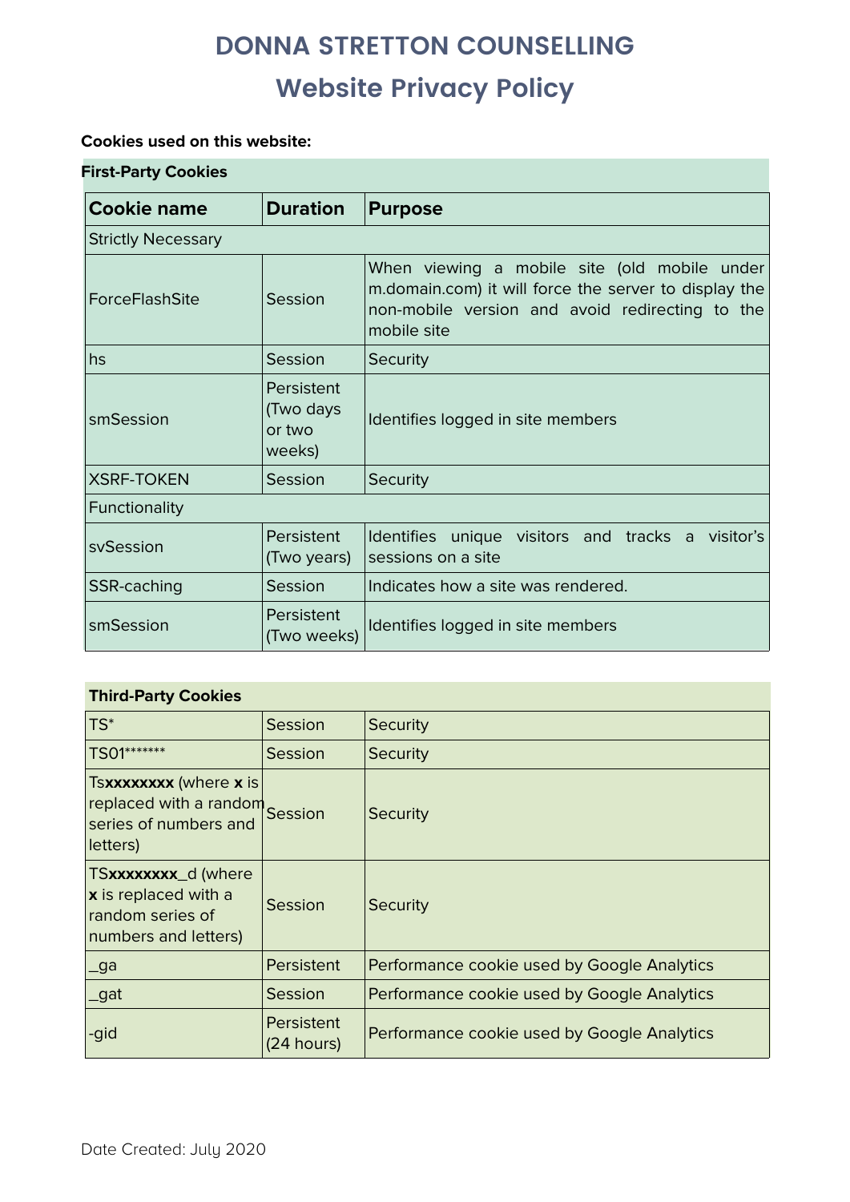# DONNA STRETTON COUNSELLING

## Website Privacy Policy

**Cookies used on this website:**

**First-Party Cookies**

| Cookie name | Duration | Purpose |
|---|---|---|
| Strictly Necessary | | |
| ForceFlashSite | Session | When viewing a mobile site (old mobile under m.domain.com) it will force the server to display the non-mobile version and avoid redirecting to the mobile site |
| hs | Session | Security |
| smSession | Persistent (Two days or two weeks) | Identifies logged in site members |
| XSRF-TOKEN | Session | Security |
| Functionality | | |
| svSession | Persistent (Two years) | Identifies unique visitors and tracks a visitor's sessions on a site |
| SSR-caching | Session | Indicates how a site was rendered. |
| smSession | Persistent (Two weeks) | Identifies logged in site members |

**Third-Party Cookies**

| | | |
|---|---|---|
| TS* | Session | Security |
| TS01******* | Session | Security |
| Ts**xxxxxxxx** (where **x** is replaced with a random series of numbers and letters) | Session | Security |
| TS**xxxxxxxx**_d (where **x** is replaced with a random series of numbers and letters) | Session | Security |
| _ga | Persistent | Performance cookie used by Google Analytics |
| _gat | Session | Performance cookie used by Google Analytics |
| -gid | Persistent (24 hours) | Performance cookie used by Google Analytics |

Date Created: July 2020